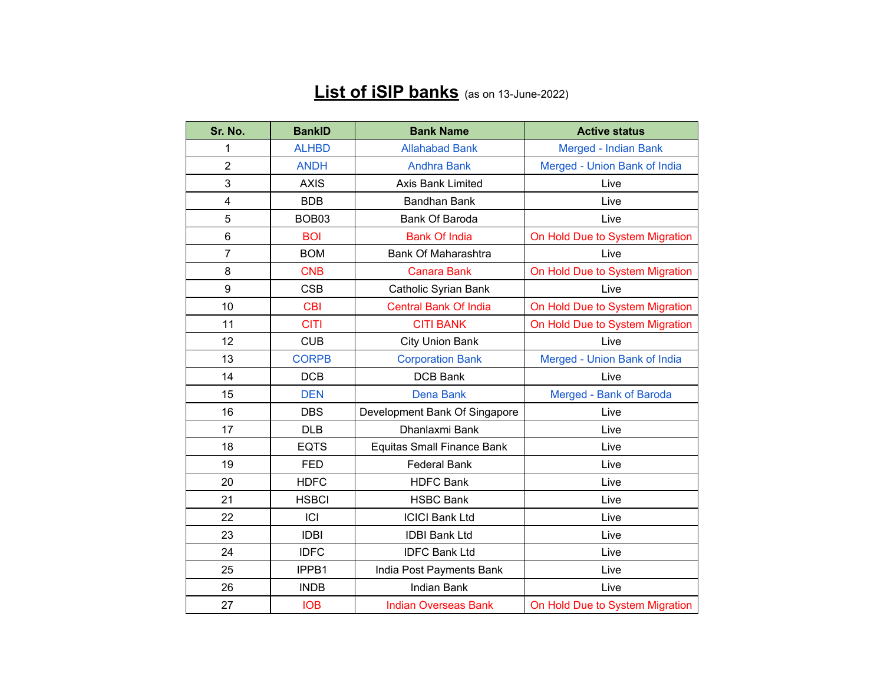# **List of iSIP banks** (as on 13-June-2022)

| Sr. No. | BankID | Bank Name | Active status |
|---|---|---|---|
| 1 | ALHBD | Allahabad Bank | Merged - Indian Bank |
| 2 | ANDH | Andhra Bank | Merged - Union Bank of India |
| 3 | AXIS | Axis Bank Limited | Live |
| 4 | BDB | Bandhan Bank | Live |
| 5 | BOB03 | Bank Of Baroda | Live |
| 6 | BOI | Bank Of India | On Hold Due to System Migration |
| 7 | BOM | Bank Of Maharashtra | Live |
| 8 | CNB | Canara Bank | On Hold Due to System Migration |
| 9 | CSB | Catholic Syrian Bank | Live |
| 10 | CBI | Central Bank Of India | On Hold Due to System Migration |
| 11 | CITI | CITI BANK | On Hold Due to System Migration |
| 12 | CUB | City Union Bank | Live |
| 13 | CORPB | Corporation Bank | Merged - Union Bank of India |
| 14 | DCB | DCB Bank | Live |
| 15 | DEN | Dena Bank | Merged - Bank of Baroda |
| 16 | DBS | Development Bank Of Singapore | Live |
| 17 | DLB | Dhanlaxmi Bank | Live |
| 18 | EQTS | Equitas Small Finance Bank | Live |
| 19 | FED | Federal Bank | Live |
| 20 | HDFC | HDFC Bank | Live |
| 21 | HSBCI | HSBC Bank | Live |
| 22 | ICI | ICICI Bank Ltd | Live |
| 23 | IDBI | IDBI Bank Ltd | Live |
| 24 | IDFC | IDFC Bank Ltd | Live |
| 25 | IPPB1 | India Post Payments Bank | Live |
| 26 | INDB | Indian Bank | Live |
| 27 | IOB | Indian Overseas Bank | On Hold Due to System Migration |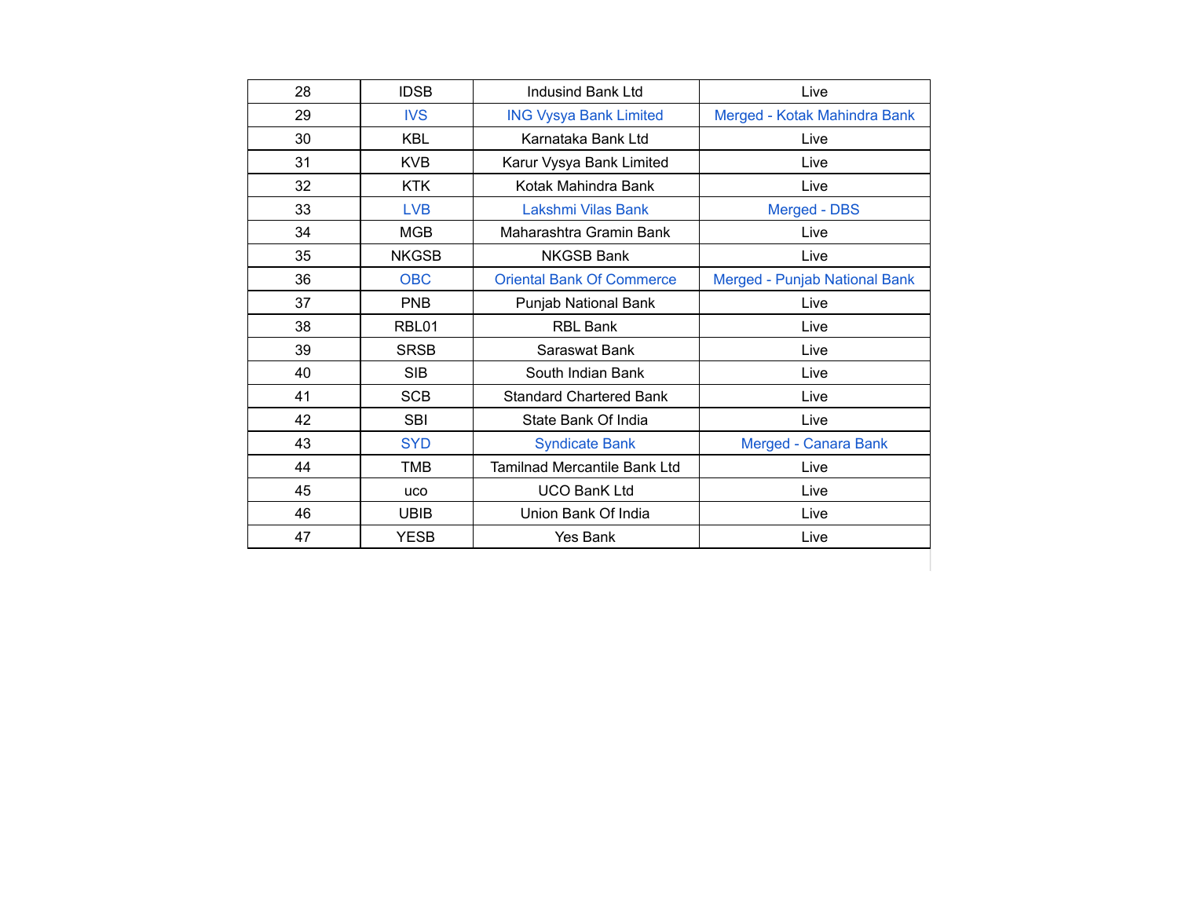| | | | |
|---|---|---|---|
| 28 | IDSB | Indusind Bank Ltd | Live |
| 29 | IVS | ING Vysya Bank Limited | Merged - Kotak Mahindra Bank |
| 30 | KBL | Karnataka Bank Ltd | Live |
| 31 | KVB | Karur Vysya Bank Limited | Live |
| 32 | KTK | Kotak Mahindra Bank | Live |
| 33 | LVB | Lakshmi Vilas Bank | Merged - DBS |
| 34 | MGB | Maharashtra Gramin Bank | Live |
| 35 | NKGSB | NKGSB Bank | Live |
| 36 | OBC | Oriental Bank Of Commerce | Merged - Punjab National Bank |
| 37 | PNB | Punjab National Bank | Live |
| 38 | RBL01 | RBL Bank | Live |
| 39 | SRSB | Saraswat Bank | Live |
| 40 | SIB | South Indian Bank | Live |
| 41 | SCB | Standard Chartered Bank | Live |
| 42 | SBI | State Bank Of India | Live |
| 43 | SYD | Syndicate Bank | Merged - Canara Bank |
| 44 | TMB | Tamilnad Mercantile Bank Ltd | Live |
| 45 | uco | UCO BanK Ltd | Live |
| 46 | UBIB | Union Bank Of India | Live |
| 47 | YESB | Yes Bank | Live |